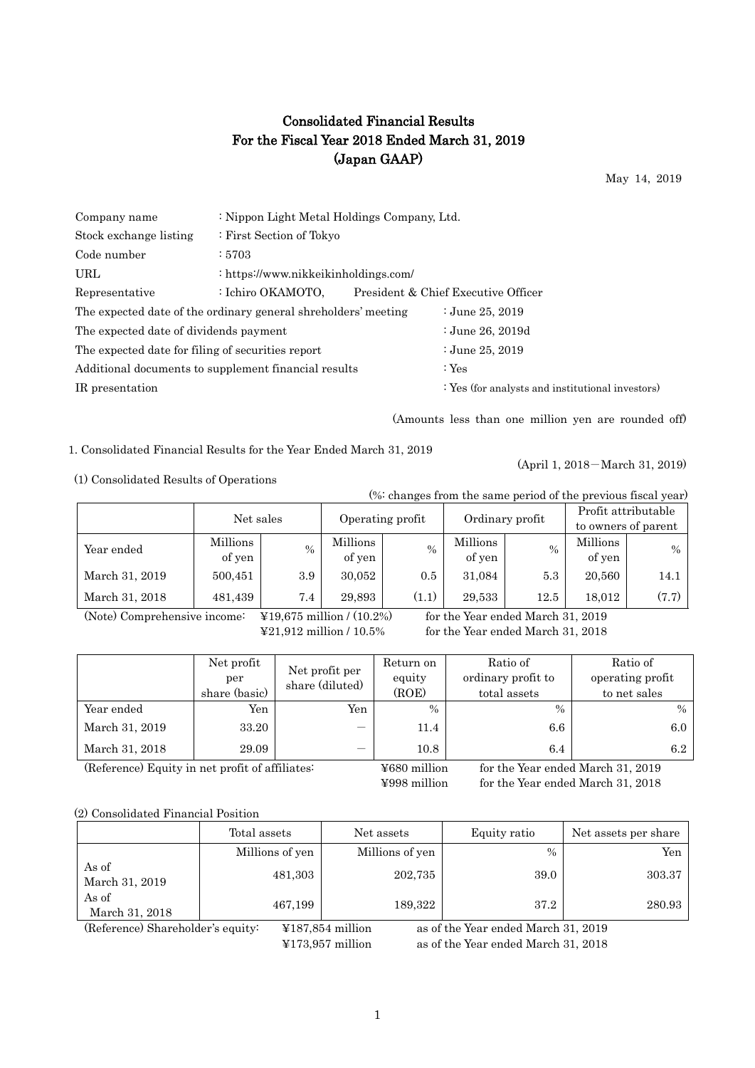# Consolidated Financial Results
# For the Fiscal Year 2018 Ended March 31, 2019
# (Japan GAAP)

May 14, 2019

| | |
|---|---|
| Company name | : Nippon Light Metal Holdings Company, Ltd. |
| Stock exchange listing | : First Section of Tokyo |
| Code number | : 5703 |
| URL | : https://www.nikkeikinholdings.com/ |
| Representative | : Ichiro OKAMOTO, President & Chief Executive Officer |

| | |
|---|---|
| The expected date of the ordinary general shreholders' meeting | : June 25, 2019 |
| The expected date of dividends payment | : June 26, 2019d |
| The expected date for filing of securities report | : June 25, 2019 |
| Additional documents to supplement financial results | : Yes |
| IR presentation | : Yes (for analysts and institutional investors) |

(Amounts less than one million yen are rounded off)

1. Consolidated Financial Results for the Year Ended March 31, 2019

(April 1, 2018－March 31, 2019)

(1) Consolidated Results of Operations

(%: changes from the same period of the previous fiscal year)

| | Net sales | | Operating profit | | Ordinary profit | | Profit attributable to owners of parent | |
|---|---|---|---|---|---|---|---|---|
| Year ended | Millions of yen | % | Millions of yen | % | Millions of yen | % | Millions of yen | % |
| March 31, 2019 | 500,451 | 3.9 | 30,052 | 0.5 | 31,084 | 5.3 | 20,560 | 14.1 |
| March 31, 2018 | 481,439 | 7.4 | 29,893 | (1.1) | 29,533 | 12.5 | 18,012 | (7.7) |

(Note) Comprehensive income: ¥19,675 million / (10.2%) for the Year ended March 31, 2019
¥21,912 million / 10.5% for the Year ended March 31, 2018

| | Net profit per share (basic) | Net profit per share (diluted) | Return on equity (ROE) | Ratio of ordinary profit to total assets | Ratio of operating profit to net sales |
|---|---|---|---|---|---|
| Year ended | Yen | Yen | % | % | % |
| March 31, 2019 | 33.20 | ― | 11.4 | 6.6 | 6.0 |
| March 31, 2018 | 29.09 | ― | 10.8 | 6.4 | 6.2 |

(Reference) Equity in net profit of affiliates: ¥680 million for the Year ended March 31, 2019
¥998 million for the Year ended March 31, 2018

(2) Consolidated Financial Position

| | Total assets | Net assets | Equity ratio | Net assets per share |
|---|---|---|---|---|
| | Millions of yen | Millions of yen | % | Yen |
| As of March 31, 2019 | 481,303 | 202,735 | 39.0 | 303.37 |
| As of March 31, 2018 | 467,199 | 189,322 | 37.2 | 280.93 |

(Reference) Shareholder's equity: ¥187,854 million as of the Year ended March 31, 2019
¥173,957 million as of the Year ended March 31, 2018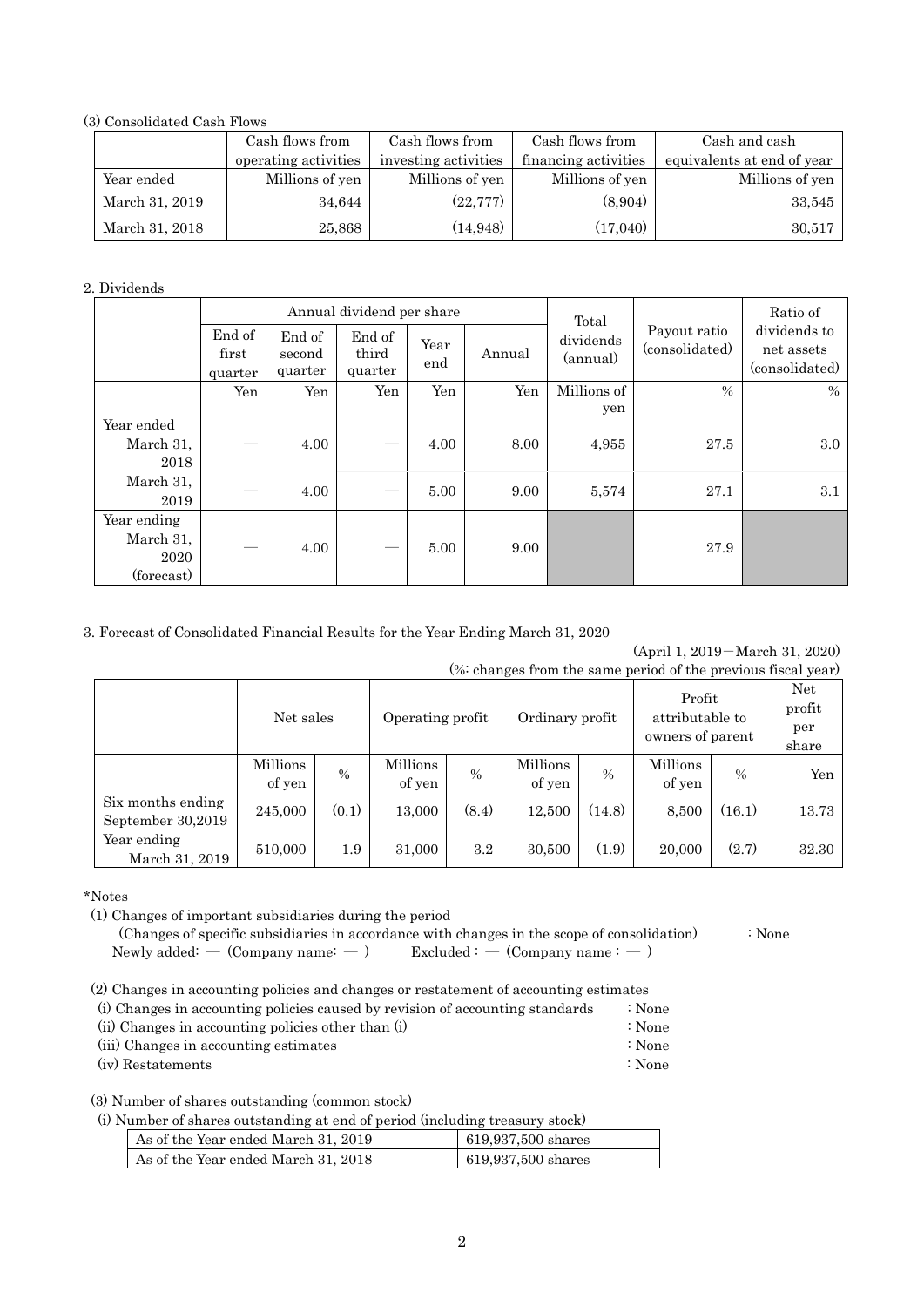(3) Consolidated Cash Flows

| | Cash flows from operating activities | Cash flows from investing activities | Cash flows from financing activities | Cash and cash equivalents at end of year |
|---|---|---|---|---|
| Year ended | Millions of yen | Millions of yen | Millions of yen | Millions of yen |
| March 31, 2019 | 34,644 | (22,777) | (8,904) | 33,545 |
| March 31, 2018 | 25,868 | (14,948) | (17,040) | 30,517 |

2. Dividends

| | Annual dividend per share | | | | | Total dividends (annual) | Payout ratio (consolidated) | Ratio of dividends to net assets (consolidated) |
|---|---|---|---|---|---|---|---|---|
| | End of first quarter | End of second quarter | End of third quarter | Year end | Annual | | | |
| | Yen | Yen | Yen | Yen | Yen | Millions of yen | % | % |
| Year ended March 31, 2018 | — | 4.00 | — | 4.00 | 8.00 | 4,955 | 27.5 | 3.0 |
| March 31, 2019 | — | 4.00 | — | 5.00 | 9.00 | 5,574 | 27.1 | 3.1 |
| Year ending March 31, 2020 (forecast) | — | 4.00 | — | 5.00 | 9.00 | | 27.9 | |

3. Forecast of Consolidated Financial Results for the Year Ending March 31, 2020

(April 1, 2019－March 31, 2020)

(%: changes from the same period of the previous fiscal year)

| | Net sales | | Operating profit | | Ordinary profit | | Profit attributable to owners of parent | | Net profit per share |
|---|---|---|---|---|---|---|---|---|---|
| | Millions of yen | % | Millions of yen | % | Millions of yen | % | Millions of yen | % | Yen |
| Six months ending September 30,2019 | 245,000 | (0.1) | 13,000 | (8.4) | 12,500 | (14.8) | 8,500 | (16.1) | 13.73 |
| Year ending March 31, 2019 | 510,000 | 1.9 | 31,000 | 3.2 | 30,500 | (1.9) | 20,000 | (2.7) | 32.30 |

*Notes

(1) Changes of important subsidiaries during the period

(Changes of specific subsidiaries in accordance with changes in the scope of consolidation) : None

Newly added: — (Company name: — ) Excluded : — (Company name : — )

(2) Changes in accounting policies and changes or restatement of accounting estimates

(i) Changes in accounting policies caused by revision of accounting standards : None

(ii) Changes in accounting policies other than (i) : None

(iii) Changes in accounting estimates : None

(iv) Restatements : None

(3) Number of shares outstanding (common stock)

(i) Number of shares outstanding at end of period (including treasury stock)

| | |
|---|---|
| As of the Year ended March 31, 2019 | 619,937,500 shares |
| As of the Year ended March 31, 2018 | 619,937,500 shares |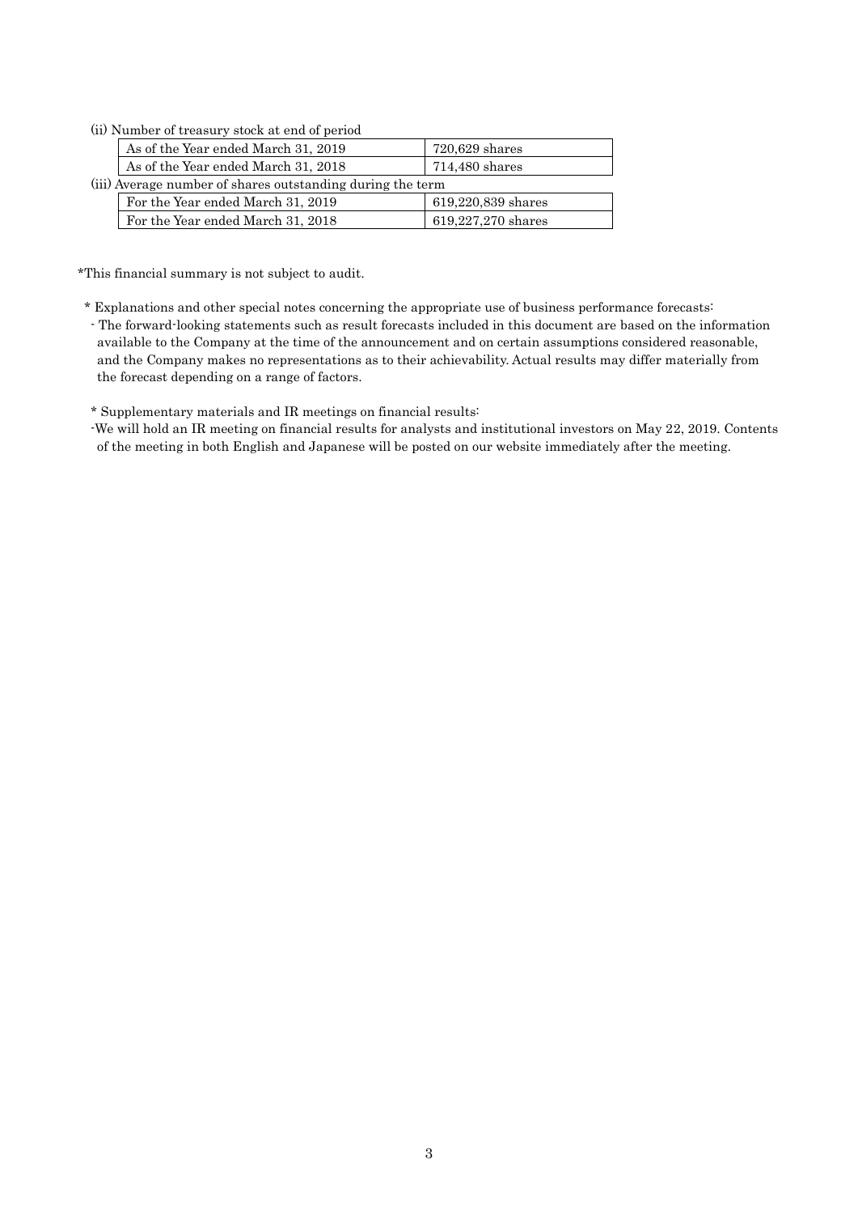(ii) Number of treasury stock at end of period

| | |
|---|---|
| As of the Year ended March 31, 2019 | 720,629 shares |
| As of the Year ended March 31, 2018 | 714,480 shares |

(iii) Average number of shares outstanding during the term

| | |
|---|---|
| For the Year ended March 31, 2019 | 619,220,839 shares |
| For the Year ended March 31, 2018 | 619,227,270 shares |

*This financial summary is not subject to audit.

\* Explanations and other special notes concerning the appropriate use of business performance forecasts:

- The forward-looking statements such as result forecasts included in this document are based on the information available to the Company at the time of the announcement and on certain assumptions considered reasonable, and the Company makes no representations as to their achievability. Actual results may differ materially from the forecast depending on a range of factors.

\* Supplementary materials and IR meetings on financial results:

-We will hold an IR meeting on financial results for analysts and institutional investors on May 22, 2019. Contents of the meeting in both English and Japanese will be posted on our website immediately after the meeting.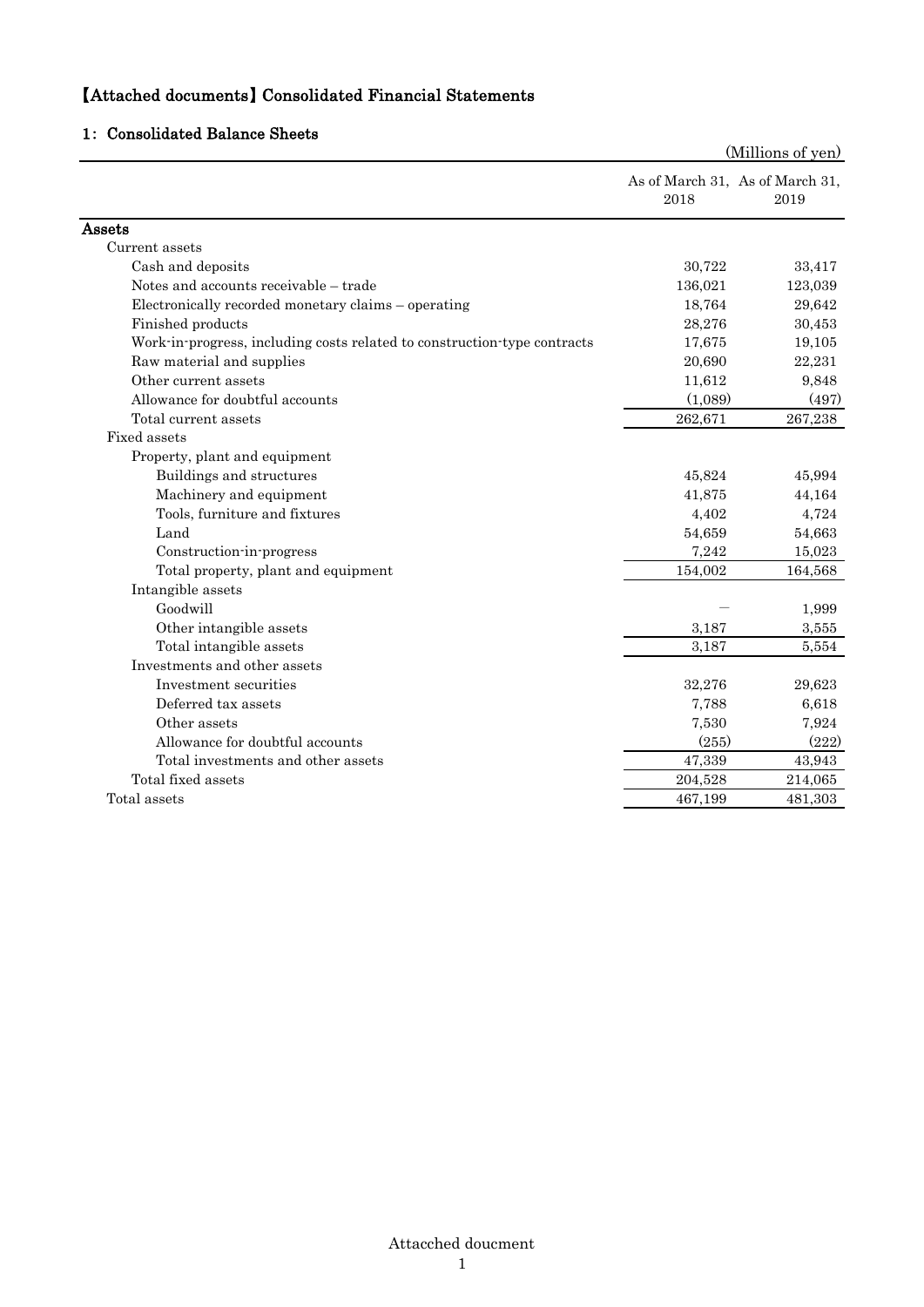# 【Attached documents】Consolidated Financial Statements

## 1: Consolidated Balance Sheets

(Millions of yen)

| | As of March 31, 2018 | As of March 31, 2019 |
|---|---|---|
| **Assets** | | |
| Current assets | | |
| Cash and deposits | 30,722 | 33,417 |
| Notes and accounts receivable – trade | 136,021 | 123,039 |
| Electronically recorded monetary claims – operating | 18,764 | 29,642 |
| Finished products | 28,276 | 30,453 |
| Work-in-progress, including costs related to construction-type contracts | 17,675 | 19,105 |
| Raw material and supplies | 20,690 | 22,231 |
| Other current assets | 11,612 | 9,848 |
| Allowance for doubtful accounts | (1,089) | (497) |
| Total current assets | 262,671 | 267,238 |
| Fixed assets | | |
| Property, plant and equipment | | |
| Buildings and structures | 45,824 | 45,994 |
| Machinery and equipment | 41,875 | 44,164 |
| Tools, furniture and fixtures | 4,402 | 4,724 |
| Land | 54,659 | 54,663 |
| Construction-in-progress | 7,242 | 15,023 |
| Total property, plant and equipment | 154,002 | 164,568 |
| Intangible assets | | |
| Goodwill | — | 1,999 |
| Other intangible assets | 3,187 | 3,555 |
| Total intangible assets | 3,187 | 5,554 |
| Investments and other assets | | |
| Investment securities | 32,276 | 29,623 |
| Deferred tax assets | 7,788 | 6,618 |
| Other assets | 7,530 | 7,924 |
| Allowance for doubtful accounts | (255) | (222) |
| Total investments and other assets | 47,339 | 43,943 |
| Total fixed assets | 204,528 | 214,065 |
| Total assets | 467,199 | 481,303 |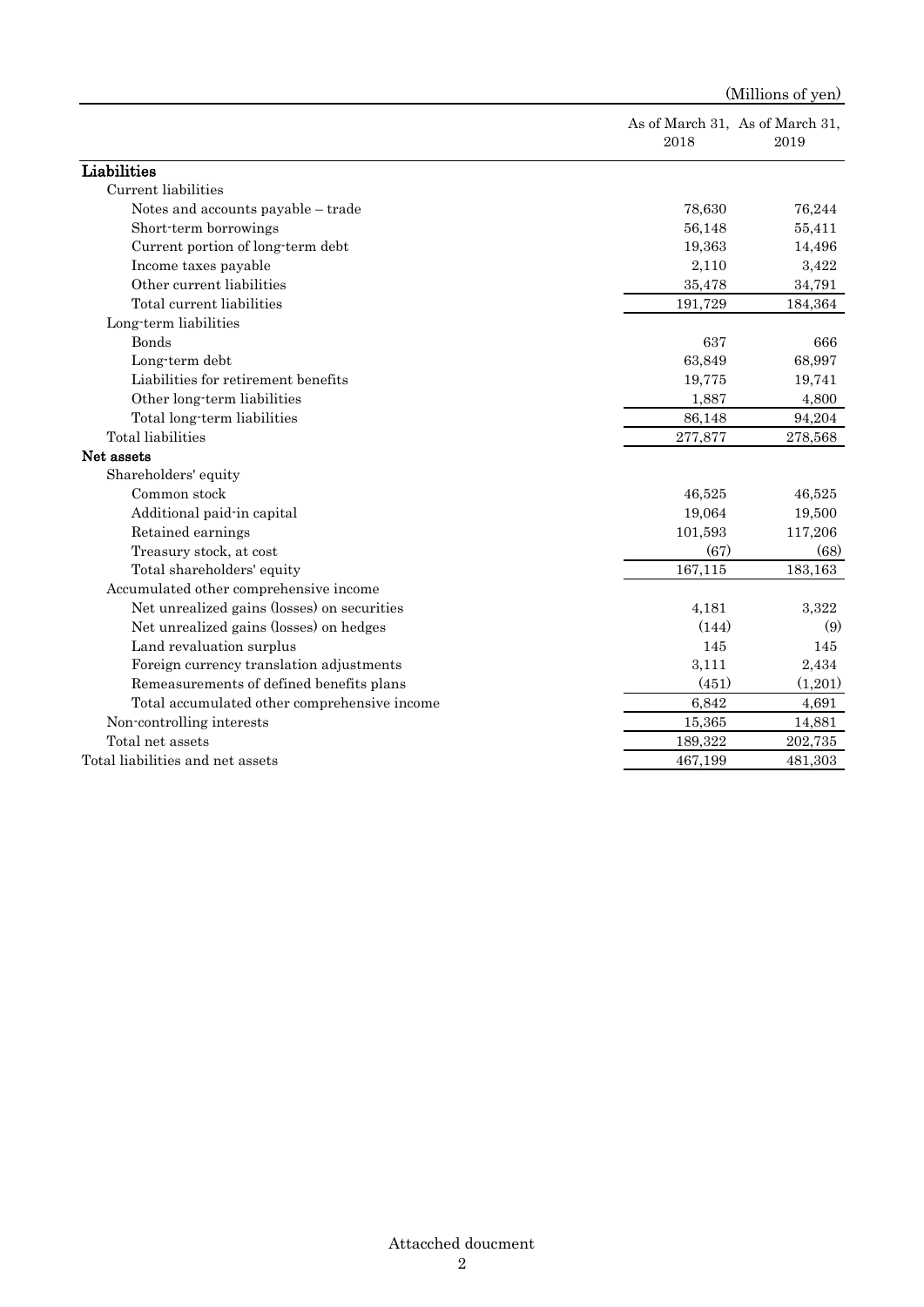(Millions of yen)

| | As of March 31, 2018 | As of March 31, 2019 |
|---|---|---|
| **Liabilities** | | |
| Current liabilities | | |
| Notes and accounts payable – trade | 78,630 | 76,244 |
| Short-term borrowings | 56,148 | 55,411 |
| Current portion of long-term debt | 19,363 | 14,496 |
| Income taxes payable | 2,110 | 3,422 |
| Other current liabilities | 35,478 | 34,791 |
| Total current liabilities | 191,729 | 184,364 |
| Long-term liabilities | | |
| Bonds | 637 | 666 |
| Long-term debt | 63,849 | 68,997 |
| Liabilities for retirement benefits | 19,775 | 19,741 |
| Other long-term liabilities | 1,887 | 4,800 |
| Total long-term liabilities | 86,148 | 94,204 |
| Total liabilities | 277,877 | 278,568 |
| **Net assets** | | |
| Shareholders' equity | | |
| Common stock | 46,525 | 46,525 |
| Additional paid-in capital | 19,064 | 19,500 |
| Retained earnings | 101,593 | 117,206 |
| Treasury stock, at cost | (67) | (68) |
| Total shareholders' equity | 167,115 | 183,163 |
| Accumulated other comprehensive income | | |
| Net unrealized gains (losses) on securities | 4,181 | 3,322 |
| Net unrealized gains (losses) on hedges | (144) | (9) |
| Land revaluation surplus | 145 | 145 |
| Foreign currency translation adjustments | 3,111 | 2,434 |
| Remeasurements of defined benefits plans | (451) | (1,201) |
| Total accumulated other comprehensive income | 6,842 | 4,691 |
| Non-controlling interests | 15,365 | 14,881 |
| Total net assets | 189,322 | 202,735 |
| Total liabilities and net assets | 467,199 | 481,303 |

Attacched doucment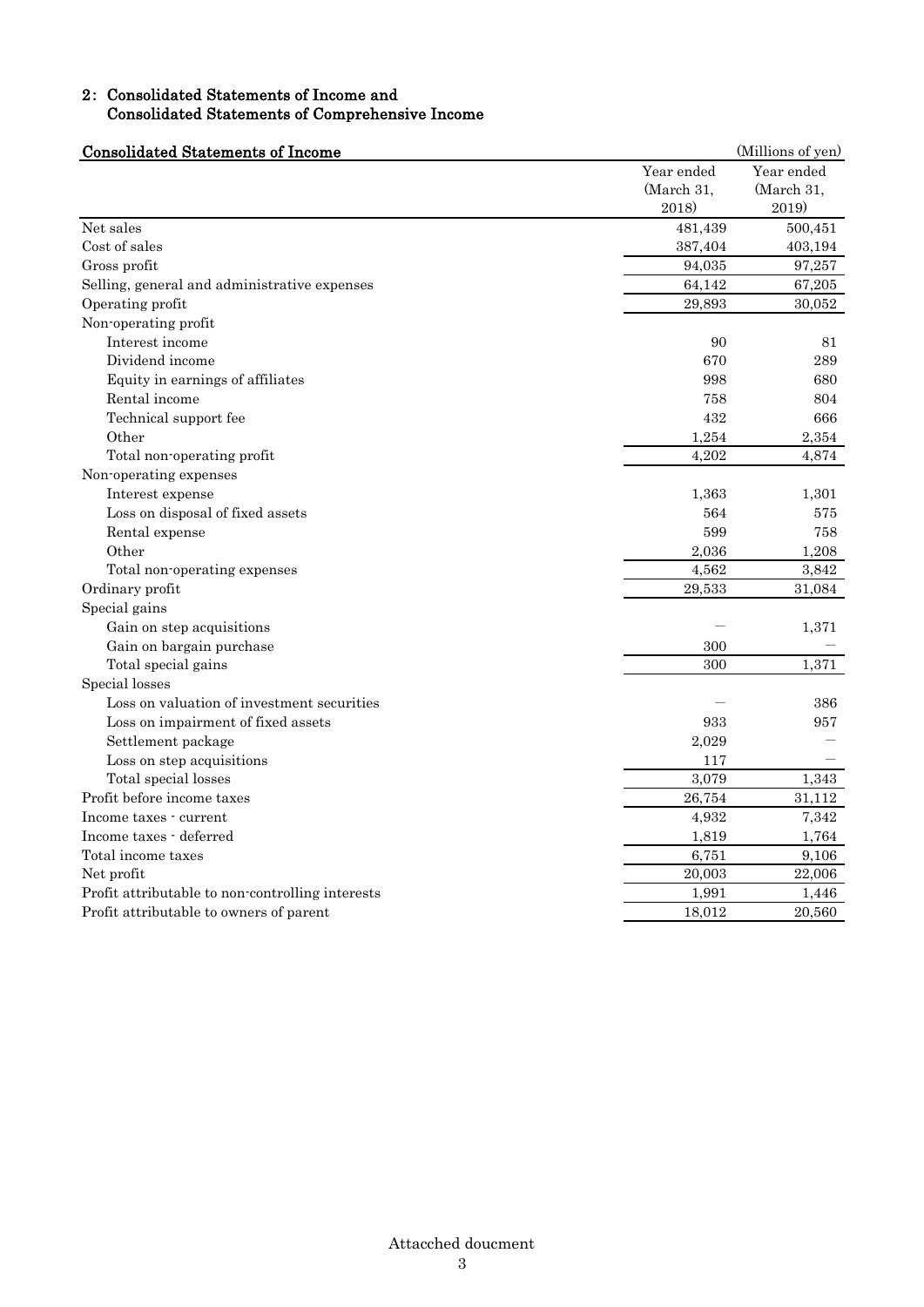## 2: Consolidated Statements of Income and Consolidated Statements of Comprehensive Income

### Consolidated Statements of Income

(Millions of yen)

| | Year ended (March 31, 2018) | Year ended (March 31, 2019) |
|---|---|---|
| Net sales | 481,439 | 500,451 |
| Cost of sales | 387,404 | 403,194 |
| Gross profit | 94,035 | 97,257 |
| Selling, general and administrative expenses | 64,142 | 67,205 |
| Operating profit | 29,893 | 30,052 |
| Non-operating profit | | |
| Interest income | 90 | 81 |
| Dividend income | 670 | 289 |
| Equity in earnings of affiliates | 998 | 680 |
| Rental income | 758 | 804 |
| Technical support fee | 432 | 666 |
| Other | 1,254 | 2,354 |
| Total non-operating profit | 4,202 | 4,874 |
| Non-operating expenses | | |
| Interest expense | 1,363 | 1,301 |
| Loss on disposal of fixed assets | 564 | 575 |
| Rental expense | 599 | 758 |
| Other | 2,036 | 1,208 |
| Total non-operating expenses | 4,562 | 3,842 |
| Ordinary profit | 29,533 | 31,084 |
| Special gains | | |
| Gain on step acquisitions | ― | 1,371 |
| Gain on bargain purchase | 300 | ― |
| Total special gains | 300 | 1,371 |
| Special losses | | |
| Loss on valuation of investment securities | ― | 386 |
| Loss on impairment of fixed assets | 933 | 957 |
| Settlement package | 2,029 | ― |
| Loss on step acquisitions | 117 | ― |
| Total special losses | 3,079 | 1,343 |
| Profit before income taxes | 26,754 | 31,112 |
| Income taxes - current | 4,932 | 7,342 |
| Income taxes - deferred | 1,819 | 1,764 |
| Total income taxes | 6,751 | 9,106 |
| Net profit | 20,003 | 22,006 |
| Profit attributable to non-controlling interests | 1,991 | 1,446 |
| Profit attributable to owners of parent | 18,012 | 20,560 |

Attacched doucment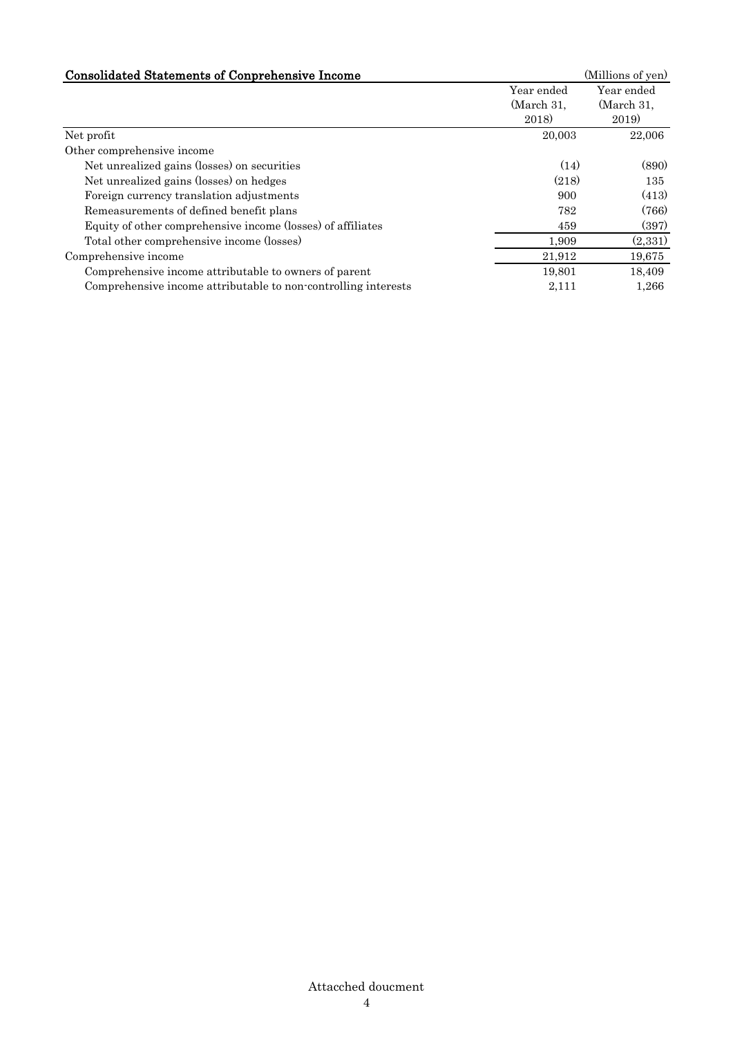## Consolidated Statements of Conprehensive Income

(Millions of yen)

| | Year ended (March 31, 2018) | Year ended (March 31, 2019) |
|---|---|---|
| Net profit | 20,003 | 22,006 |
| Other comprehensive income | | |
| Net unrealized gains (losses) on securities | (14) | (890) |
| Net unrealized gains (losses) on hedges | (218) | 135 |
| Foreign currency translation adjustments | 900 | (413) |
| Remeasurements of defined benefit plans | 782 | (766) |
| Equity of other comprehensive income (losses) of affiliates | 459 | (397) |
| Total other comprehensive income (losses) | 1,909 | (2,331) |
| Comprehensive income | 21,912 | 19,675 |
| Comprehensive income attributable to owners of parent | 19,801 | 18,409 |
| Comprehensive income attributable to non-controlling interests | 2,111 | 1,266 |

Attacched doucment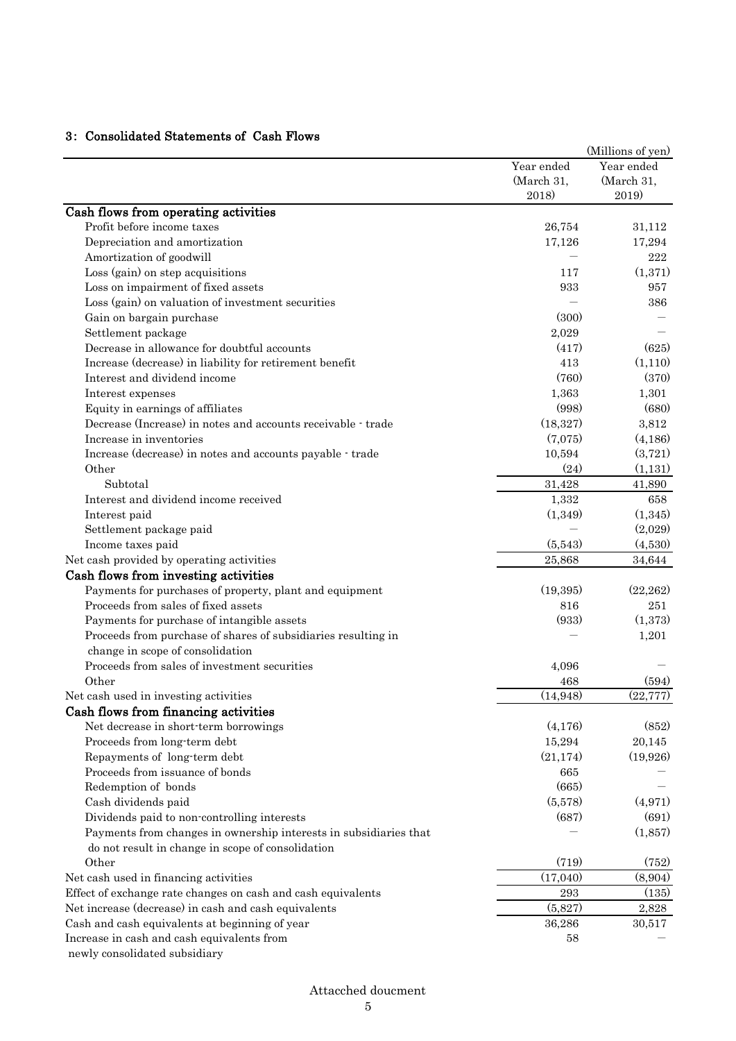## 3: Consolidated Statements of Cash Flows

(Millions of yen)

| | Year ended (March 31, 2018) | Year ended (March 31, 2019) |
|---|---|---|
| **Cash flows from operating activities** | | |
| Profit before income taxes | 26,754 | 31,112 |
| Depreciation and amortization | 17,126 | 17,294 |
| Amortization of goodwill | — | 222 |
| Loss (gain) on step acquisitions | 117 | (1,371) |
| Loss on impairment of fixed assets | 933 | 957 |
| Loss (gain) on valuation of investment securities | — | 386 |
| Gain on bargain purchase | (300) | — |
| Settlement package | 2,029 | — |
| Decrease in allowance for doubtful accounts | (417) | (625) |
| Increase (decrease) in liability for retirement benefit | 413 | (1,110) |
| Interest and dividend income | (760) | (370) |
| Interest expenses | 1,363 | 1,301 |
| Equity in earnings of affiliates | (998) | (680) |
| Decrease (Increase) in notes and accounts receivable - trade | (18,327) | 3,812 |
| Increase in inventories | (7,075) | (4,186) |
| Increase (decrease) in notes and accounts payable - trade | 10,594 | (3,721) |
| Other | (24) | (1,131) |
| Subtotal | 31,428 | 41,890 |
| Interest and dividend income received | 1,332 | 658 |
| Interest paid | (1,349) | (1,345) |
| Settlement package paid | — | (2,029) |
| Income taxes paid | (5,543) | (4,530) |
| Net cash provided by operating activities | 25,868 | 34,644 |
| **Cash flows from investing activities** | | |
| Payments for purchases of property, plant and equipment | (19,395) | (22,262) |
| Proceeds from sales of fixed assets | 816 | 251 |
| Payments for purchase of intangible assets | (933) | (1,373) |
| Proceeds from purchase of shares of subsidiaries resulting in change in scope of consolidation | — | 1,201 |
| Proceeds from sales of investment securities | 4,096 | — |
| Other | 468 | (594) |
| Net cash used in investing activities | (14,948) | (22,777) |
| **Cash flows from financing activities** | | |
| Net decrease in short-term borrowings | (4,176) | (852) |
| Proceeds from long-term debt | 15,294 | 20,145 |
| Repayments of long-term debt | (21,174) | (19,926) |
| Proceeds from issuance of bonds | 665 | — |
| Redemption of bonds | (665) | — |
| Cash dividends paid | (5,578) | (4,971) |
| Dividends paid to non-controlling interests | (687) | (691) |
| Payments from changes in ownership interests in subsidiaries that do not result in change in scope of consolidation | — | (1,857) |
| Other | (719) | (752) |
| Net cash used in financing activities | (17,040) | (8,904) |
| Effect of exchange rate changes on cash and cash equivalents | 293 | (135) |
| Net increase (decrease) in cash and cash equivalents | (5,827) | 2,828 |
| Cash and cash equivalents at beginning of year | 36,286 | 30,517 |
| Increase in cash and cash equivalents from newly consolidated subsidiary | 58 | — |

Attacched doucment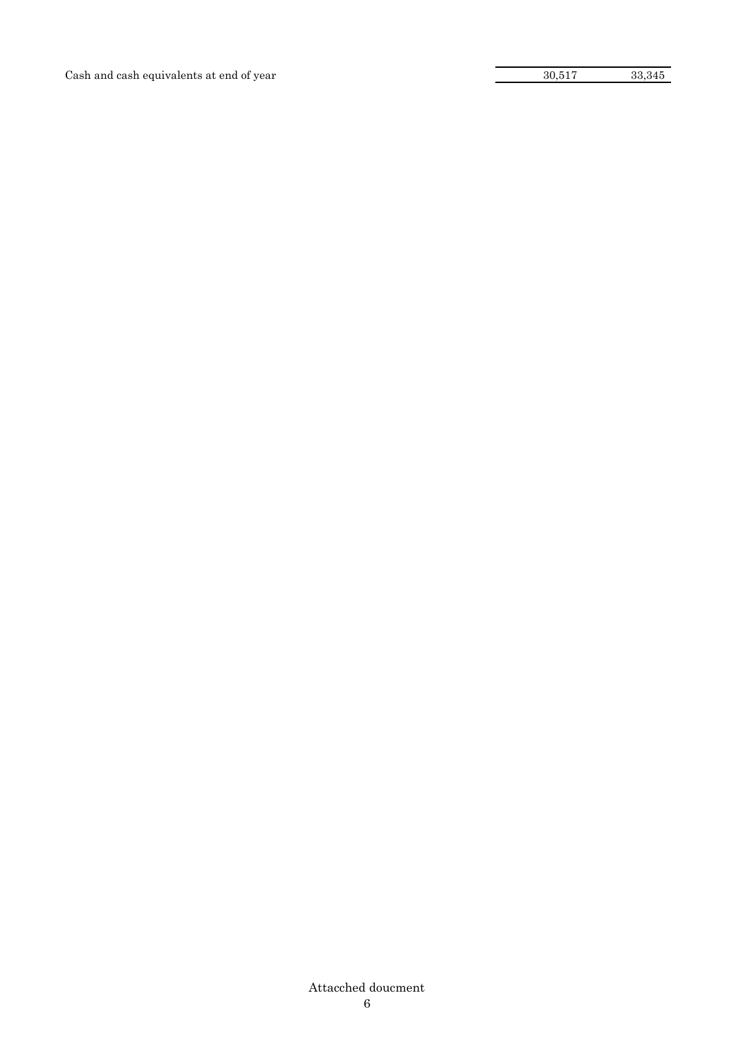| | | |
|---|---|---|
| Cash and cash equivalents at end of year | 30,517 | 33,345 |

Attacched doucment